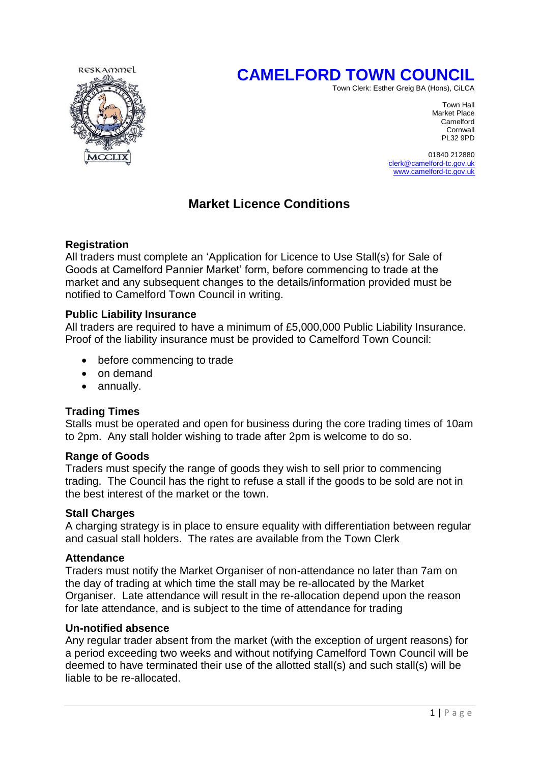# CAMELFORD TOWN COUNCIL

Town Clerk: Esther Greig BA (Hons), CiLCA

Town Hall
Market Place
Camelford
Cornwall
PL32 9PD

01840 212880
clerk@camelford-tc.gov.uk
www.camelford-tc.gov.uk

## Market Licence Conditions

### Registration

All traders must complete an 'Application for Licence to Use Stall(s) for Sale of Goods at Camelford Pannier Market' form, before commencing to trade at the market and any subsequent changes to the details/information provided must be notified to Camelford Town Council in writing.

### Public Liability Insurance

All traders are required to have a minimum of £5,000,000 Public Liability Insurance. Proof of the liability insurance must be provided to Camelford Town Council:

- before commencing to trade
- on demand
- annually.

### Trading Times

Stalls must be operated and open for business during the core trading times of 10am to 2pm. Any stall holder wishing to trade after 2pm is welcome to do so.

### Range of Goods

Traders must specify the range of goods they wish to sell prior to commencing trading. The Council has the right to refuse a stall if the goods to be sold are not in the best interest of the market or the town.

### Stall Charges

A charging strategy is in place to ensure equality with differentiation between regular and casual stall holders. The rates are available from the Town Clerk

### Attendance

Traders must notify the Market Organiser of non-attendance no later than 7am on the day of trading at which time the stall may be re-allocated by the Market Organiser. Late attendance will result in the re-allocation depend upon the reason for late attendance, and is subject to the time of attendance for trading

### Un-notified absence

Any regular trader absent from the market (with the exception of urgent reasons) for a period exceeding two weeks and without notifying Camelford Town Council will be deemed to have terminated their use of the allotted stall(s) and such stall(s) will be liable to be re-allocated.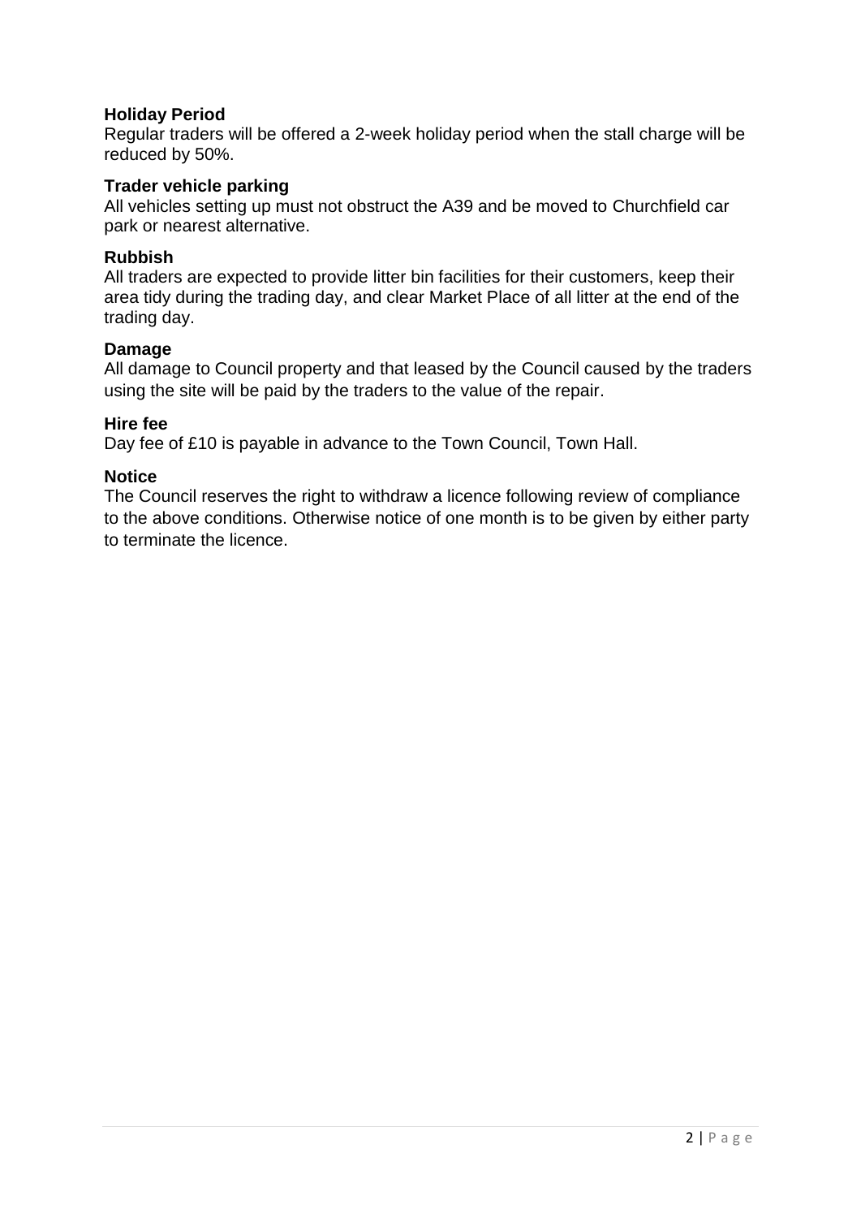**Holiday Period**
Regular traders will be offered a 2-week holiday period when the stall charge will be reduced by 50%.

**Trader vehicle parking**
All vehicles setting up must not obstruct the A39 and be moved to Churchfield car park or nearest alternative.

**Rubbish**
All traders are expected to provide litter bin facilities for their customers, keep their area tidy during the trading day, and clear Market Place of all litter at the end of the trading day.

**Damage**
All damage to Council property and that leased by the Council caused by the traders using the site will be paid by the traders to the value of the repair.

**Hire fee**
Day fee of £10 is payable in advance to the Town Council, Town Hall.

**Notice**
The Council reserves the right to withdraw a licence following review of compliance to the above conditions. Otherwise notice of one month is to be given by either party to terminate the licence.